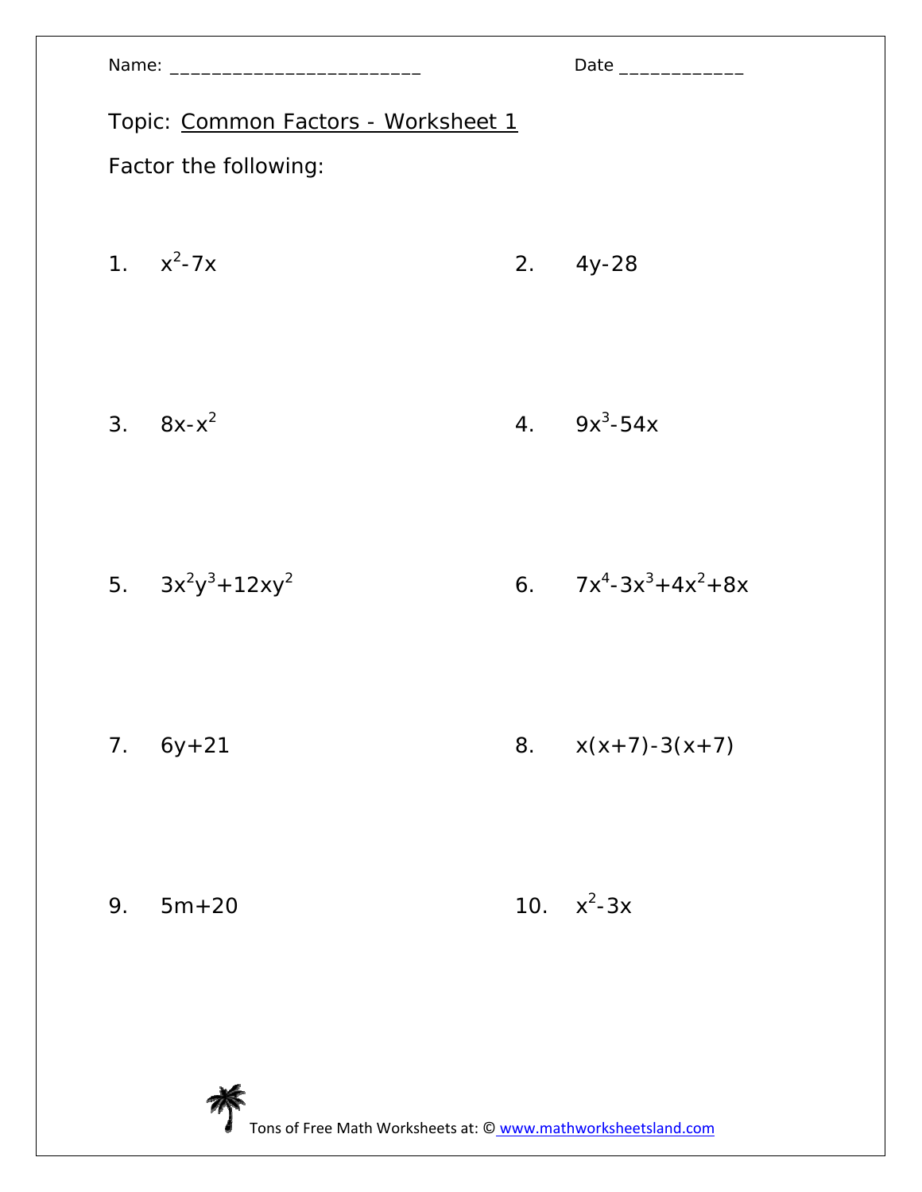Name: ________________________ Date ____________

Topic: Common Factors - Worksheet 1

Factor the following:

1. $x^2-7x$

2. $4y-28$

3. $8x-x^2$

4. $9x^3-54x$

5. $3x^2y^3+12xy^2$

6. $7x^4-3x^3+4x^2+8x$

7. $6y+21$

8. $x(x+7)-3(x+7)$

9. $5m+20$

10. $x^2-3x$

Tons of Free Math Worksheets at: © www.mathworksheetsland.com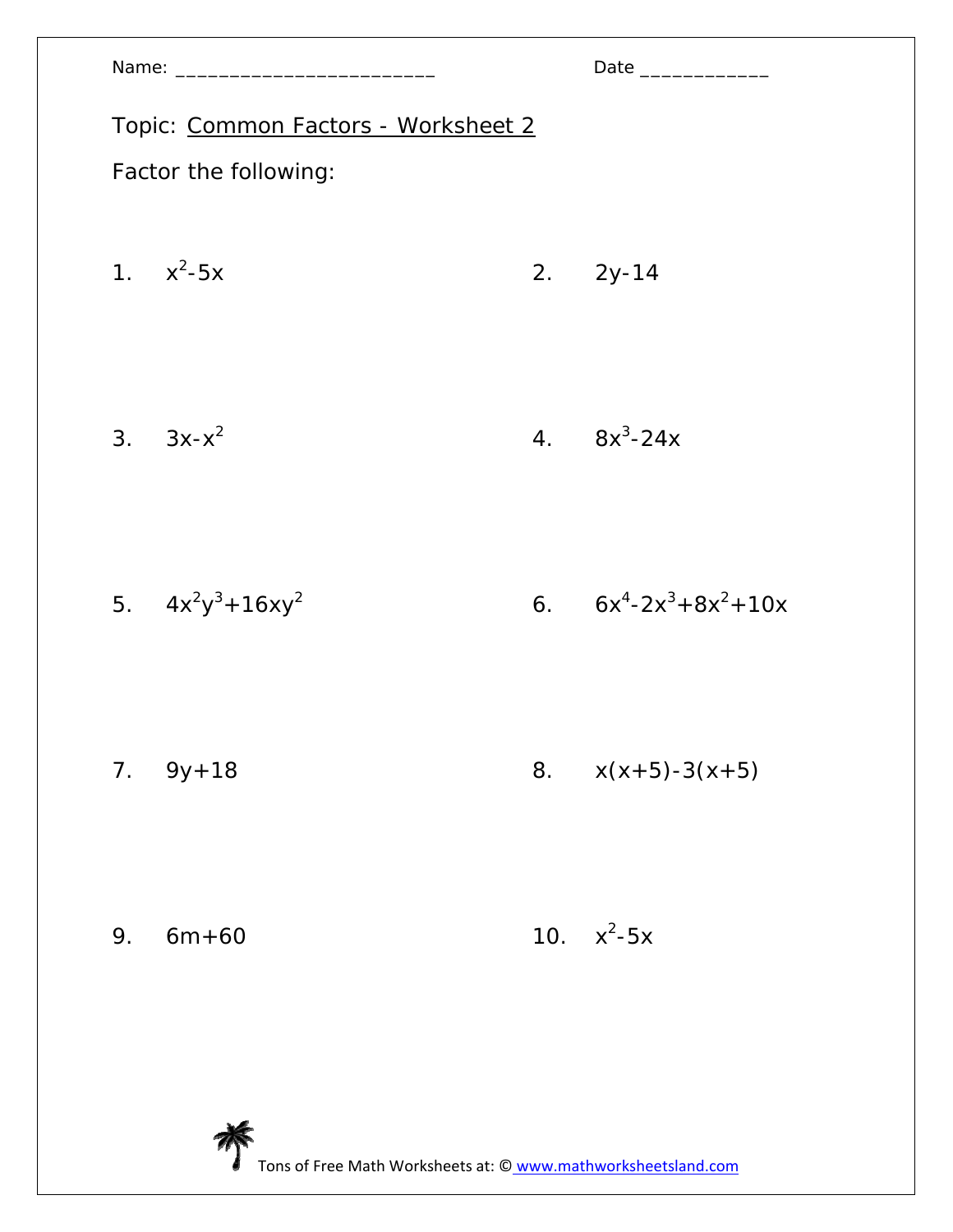Name: ________________________ Date ____________

Topic: Common Factors - Worksheet 2

Factor the following:

1. $x^2-5x$

2. $2y-14$

3. $3x-x^2$

4. $8x^3-24x$

5. $4x^2y^3+16xy^2$

6. $6x^4-2x^3+8x^2+10x$

7. $9y+18$

8. $x(x+5)-3(x+5)$

9. $6m+60$

10. $x^2-5x$

Tons of Free Math Worksheets at: © www.mathworksheetsland.com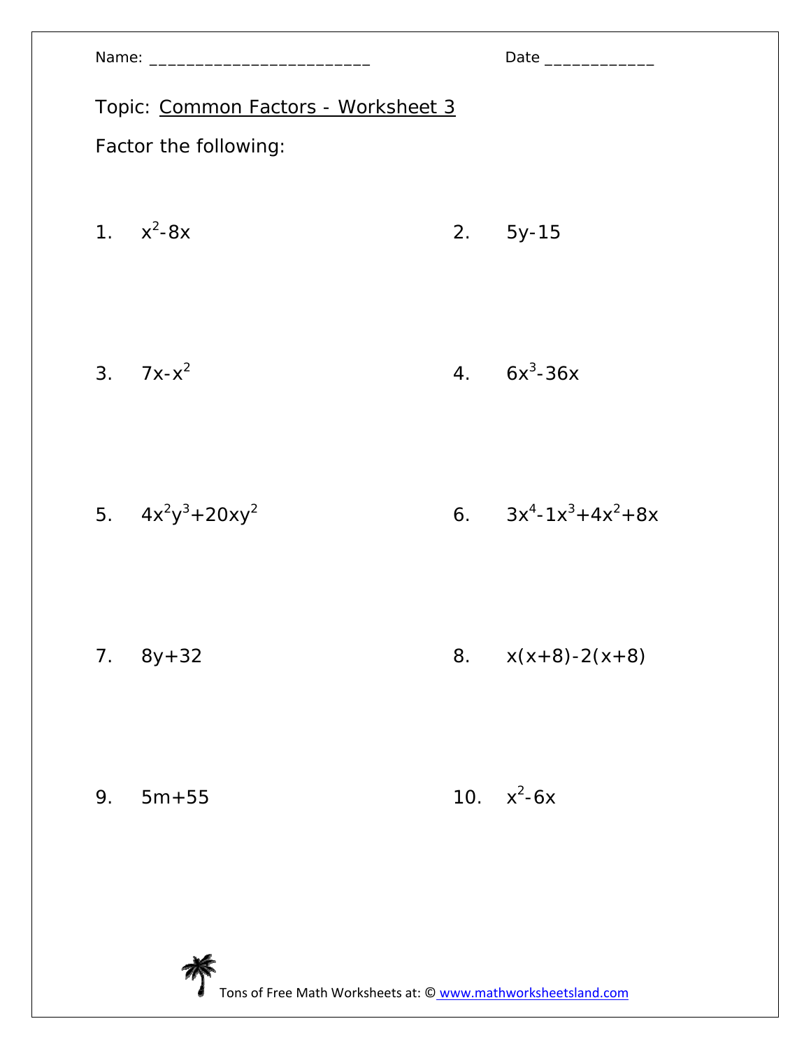Name: ________________________ Date ____________

Topic: Common Factors - Worksheet 3

Factor the following:

1. $x^2-8x$

2. $5y-15$

3. $7x-x^2$

4. $6x^3-36x$

5. $4x^2y^3+20xy^2$

6. $3x^4-1x^3+4x^2+8x$

7. $8y+32$

8. $x(x+8)-2(x+8)$

9. $5m+55$

10. $x^2-6x$

Tons of Free Math Worksheets at: © www.mathworksheetsland.com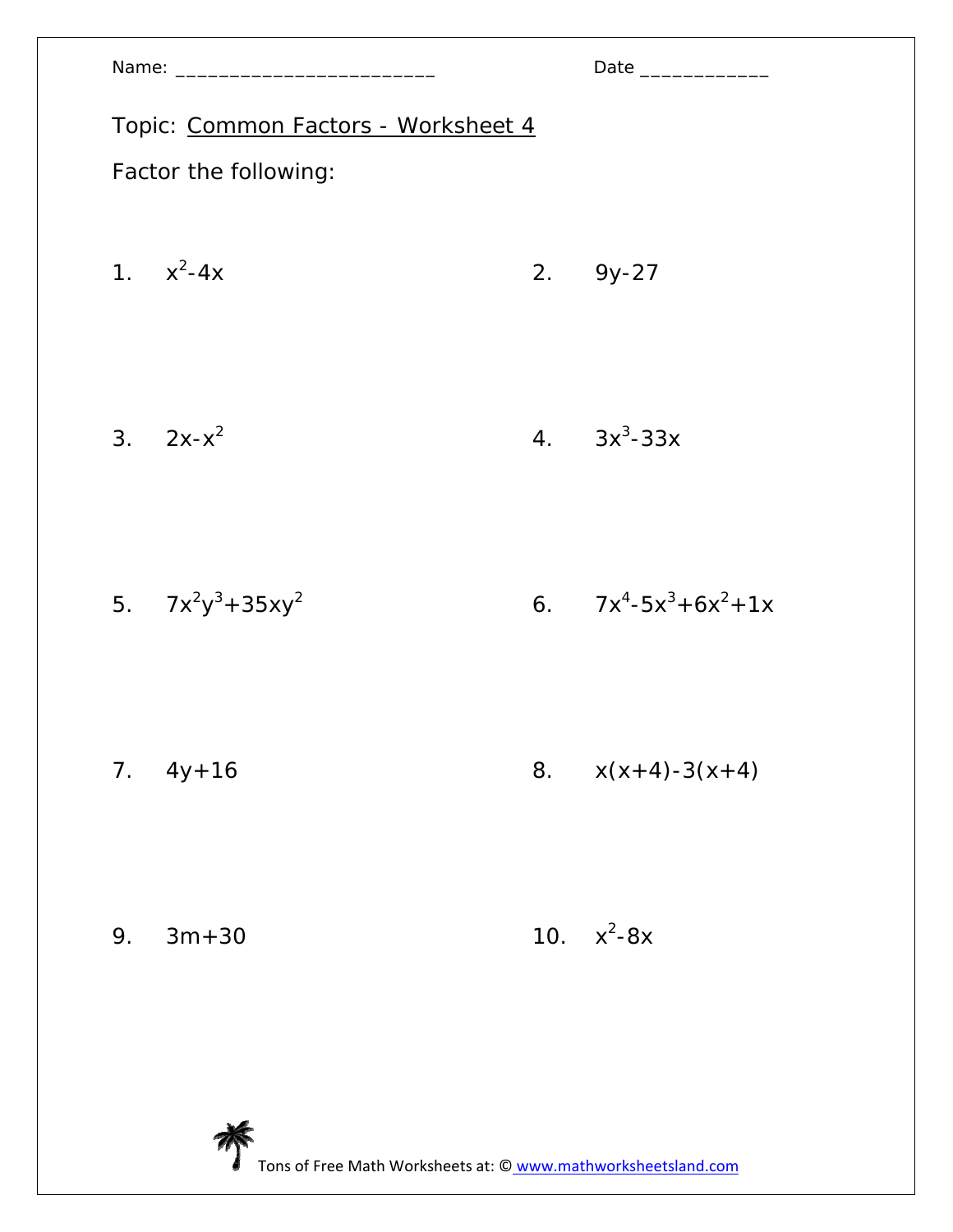Name: ________________________ Date ____________

Topic: Common Factors - Worksheet 4

Factor the following:

1. $x^2-4x$

2. $9y-27$

3. $2x-x^2$

4. $3x^3-33x$

5. $7x^2y^3+35xy^2$

6. $7x^4-5x^3+6x^2+1x$

7. $4y+16$

8. $x(x+4)-3(x+4)$

9. $3m+30$

10. $x^2-8x$

Tons of Free Math Worksheets at: © www.mathworksheetsland.com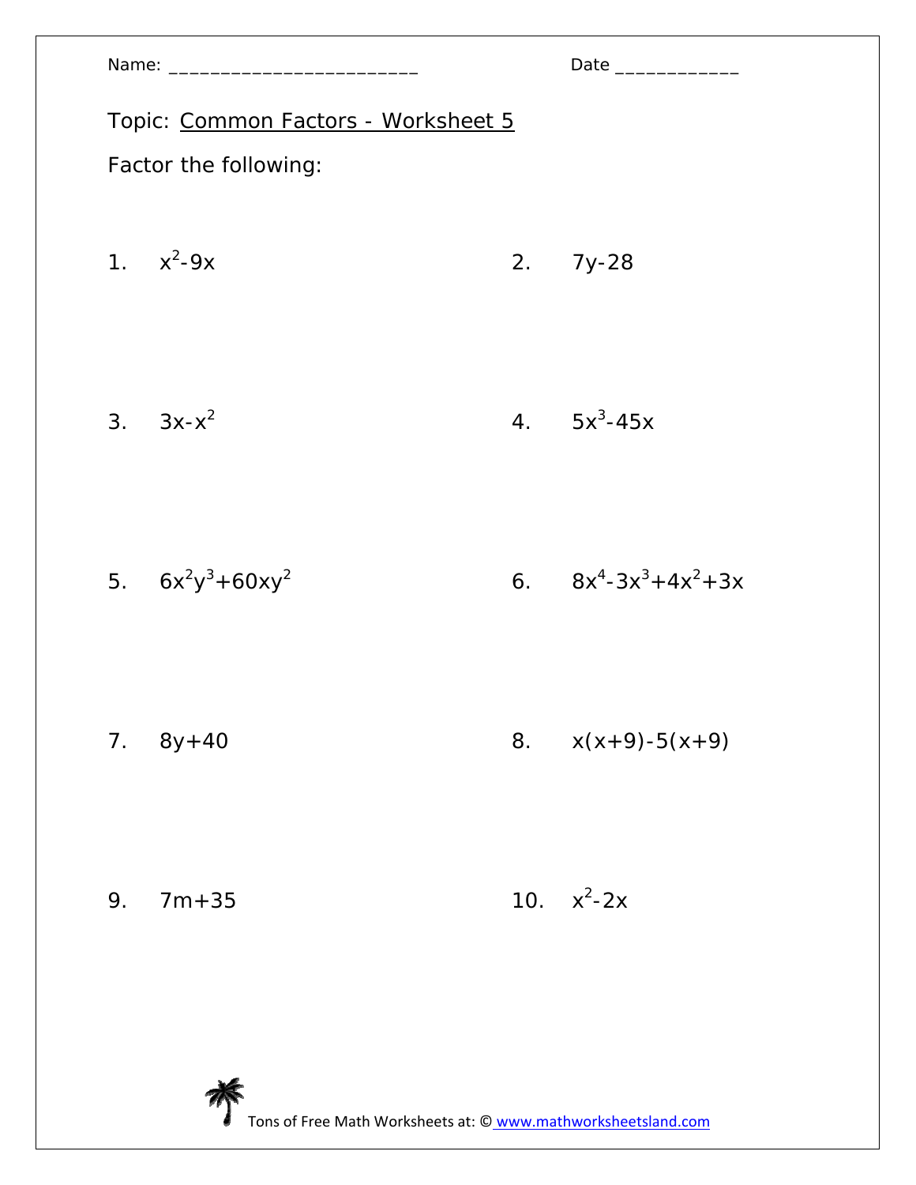Name: ________________________ Date ____________

Topic: Common Factors - Worksheet 5

Factor the following:

1. $x^2-9x$

2. $7y-28$

3. $3x-x^2$

4. $5x^3-45x$

5. $6x^2y^3+60xy^2$

6. $8x^4-3x^3+4x^2+3x$

7. $8y+40$

8. $x(x+9)-5(x+9)$

9. $7m+35$

10. $x^2-2x$

Tons of Free Math Worksheets at: © www.mathworksheetsland.com